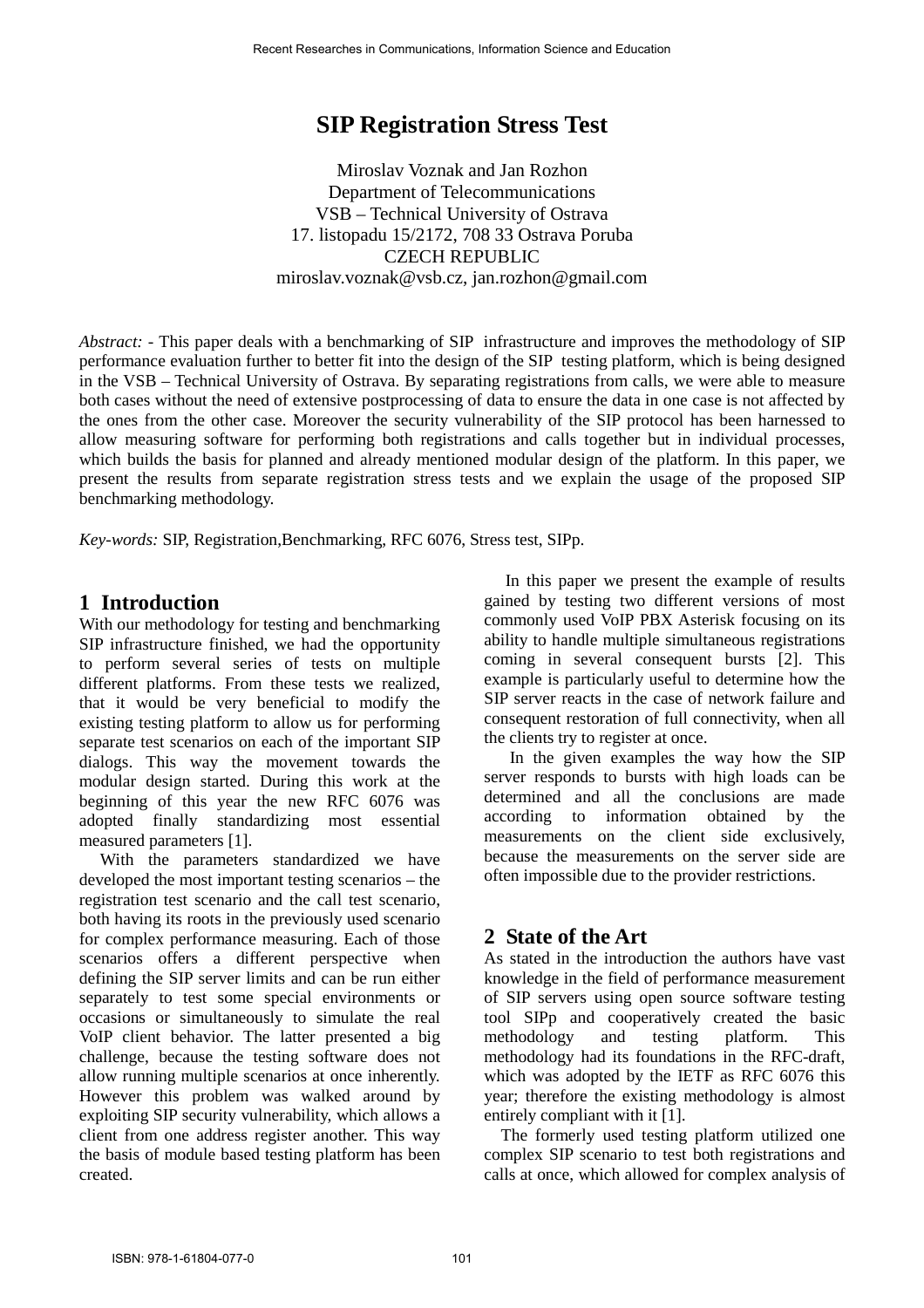# SIP Registration Stress Test

Miroslav Voznak and Jan Rozhon
Department of Telecommunications
VSB – Technical University of Ostrava
17. listopadu 15/2172, 708 33 Ostrava Poruba
CZECH REPUBLIC
miroslav.voznak@vsb.cz, jan.rozhon@gmail.com

*Abstract:* - This paper deals with a benchmarking of SIP infrastructure and improves the methodology of SIP performance evaluation further to better fit into the design of the SIP testing platform, which is being designed in the VSB – Technical University of Ostrava. By separating registrations from calls, we were able to measure both cases without the need of extensive postprocessing of data to ensure the data in one case is not affected by the ones from the other case. Moreover the security vulnerability of the SIP protocol has been harnessed to allow measuring software for performing both registrations and calls together but in individual processes, which builds the basis for planned and already mentioned modular design of the platform. In this paper, we present the results from separate registration stress tests and we explain the usage of the proposed SIP benchmarking methodology.

*Key-words:* SIP, Registration,Benchmarking, RFC 6076, Stress test, SIPp.

## 1 Introduction

With our methodology for testing and benchmarking SIP infrastructure finished, we had the opportunity to perform several series of tests on multiple different platforms. From these tests we realized, that it would be very beneficial to modify the existing testing platform to allow us for performing separate test scenarios on each of the important SIP dialogs. This way the movement towards the modular design started. During this work at the beginning of this year the new RFC 6076 was adopted finally standardizing most essential measured parameters [1].

With the parameters standardized we have developed the most important testing scenarios – the registration test scenario and the call test scenario, both having its roots in the previously used scenario for complex performance measuring. Each of those scenarios offers a different perspective when defining the SIP server limits and can be run either separately to test some special environments or occasions or simultaneously to simulate the real VoIP client behavior. The latter presented a big challenge, because the testing software does not allow running multiple scenarios at once inherently. However this problem was walked around by exploiting SIP security vulnerability, which allows a client from one address register another. This way the basis of module based testing platform has been created.

In this paper we present the example of results gained by testing two different versions of most commonly used VoIP PBX Asterisk focusing on its ability to handle multiple simultaneous registrations coming in several consequent bursts [2]. This example is particularly useful to determine how the SIP server reacts in the case of network failure and consequent restoration of full connectivity, when all the clients try to register at once.

In the given examples the way how the SIP server responds to bursts with high loads can be determined and all the conclusions are made according to information obtained by the measurements on the client side exclusively, because the measurements on the server side are often impossible due to the provider restrictions.

## 2 State of the Art

As stated in the introduction the authors have vast knowledge in the field of performance measurement of SIP servers using open source software testing tool SIPp and cooperatively created the basic methodology and testing platform. This methodology had its foundations in the RFC-draft, which was adopted by the IETF as RFC 6076 this year; therefore the existing methodology is almost entirely compliant with it [1].

The formerly used testing platform utilized one complex SIP scenario to test both registrations and calls at once, which allowed for complex analysis of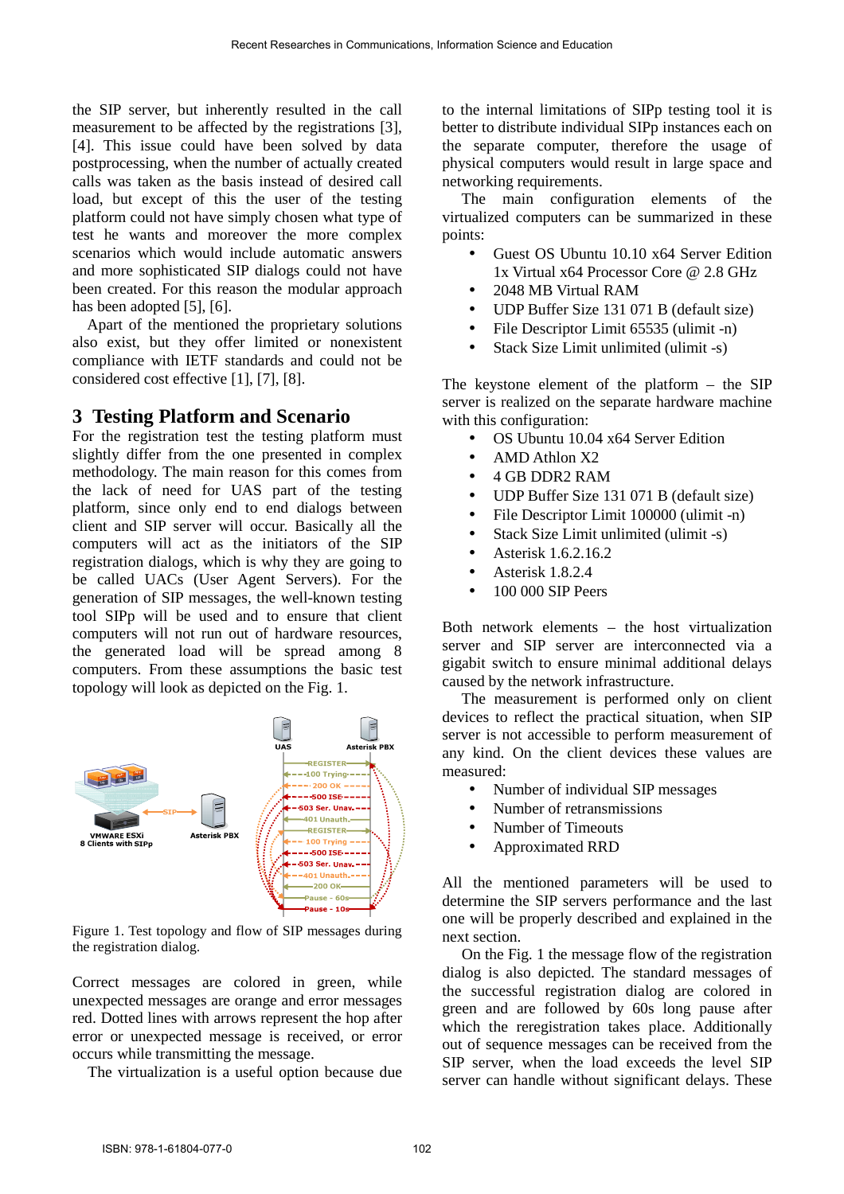the SIP server, but inherently resulted in the call measurement to be affected by the registrations [3], [4]. This issue could have been solved by data postprocessing, when the number of actually created calls was taken as the basis instead of desired call load, but except of this the user of the testing platform could not have simply chosen what type of test he wants and moreover the more complex scenarios which would include automatic answers and more sophisticated SIP dialogs could not have been created. For this reason the modular approach has been adopted [5], [6].

Apart of the mentioned the proprietary solutions also exist, but they offer limited or nonexistent compliance with IETF standards and could not be considered cost effective [1], [7], [8].

## 3 Testing Platform and Scenario

For the registration test the testing platform must slightly differ from the one presented in complex methodology. The main reason for this comes from the lack of need for UAS part of the testing platform, since only end to end dialogs between client and SIP server will occur. Basically all the computers will act as the initiators of the SIP registration dialogs, which is why they are going to be called UACs (User Agent Servers). For the generation of SIP messages, the well-known testing tool SIPp will be used and to ensure that client computers will not run out of hardware resources, the generated load will be spread among 8 computers. From these assumptions the basic test topology will look as depicted on the Fig. 1.

Figure 1. Test topology and flow of SIP messages during the registration dialog.

Correct messages are colored in green, while unexpected messages are orange and error messages red. Dotted lines with arrows represent the hop after error or unexpected message is received, or error occurs while transmitting the message.

The virtualization is a useful option because due to the internal limitations of SIPp testing tool it is better to distribute individual SIPp instances each on the separate computer, therefore the usage of physical computers would result in large space and networking requirements.

The main configuration elements of the virtualized computers can be summarized in these points:

- Guest OS Ubuntu 10.10 x64 Server Edition 1x Virtual x64 Processor Core @ 2.8 GHz
- 2048 MB Virtual RAM
- UDP Buffer Size 131 071 B (default size)
- File Descriptor Limit 65535 (ulimit -n)
- Stack Size Limit unlimited (ulimit -s)

The keystone element of the platform – the SIP server is realized on the separate hardware machine with this configuration:

- OS Ubuntu 10.04 x64 Server Edition
- AMD Athlon X2
- 4 GB DDR2 RAM
- UDP Buffer Size 131 071 B (default size)
- File Descriptor Limit 100000 (ulimit -n)
- Stack Size Limit unlimited (ulimit -s)
- Asterisk 1.6.2.16.2
- Asterisk 1.8.2.4
- 100 000 SIP Peers

Both network elements – the host virtualization server and SIP server are interconnected via a gigabit switch to ensure minimal additional delays caused by the network infrastructure.

The measurement is performed only on client devices to reflect the practical situation, when SIP server is not accessible to perform measurement of any kind. On the client devices these values are measured:

- Number of individual SIP messages
- Number of retransmissions
- Number of Timeouts
- Approximated RRD

All the mentioned parameters will be used to determine the SIP servers performance and the last one will be properly described and explained in the next section.

On the Fig. 1 the message flow of the registration dialog is also depicted. The standard messages of the successful registration dialog are colored in green and are followed by 60s long pause after which the reregistration takes place. Additionally out of sequence messages can be received from the SIP server, when the load exceeds the level SIP server can handle without significant delays. These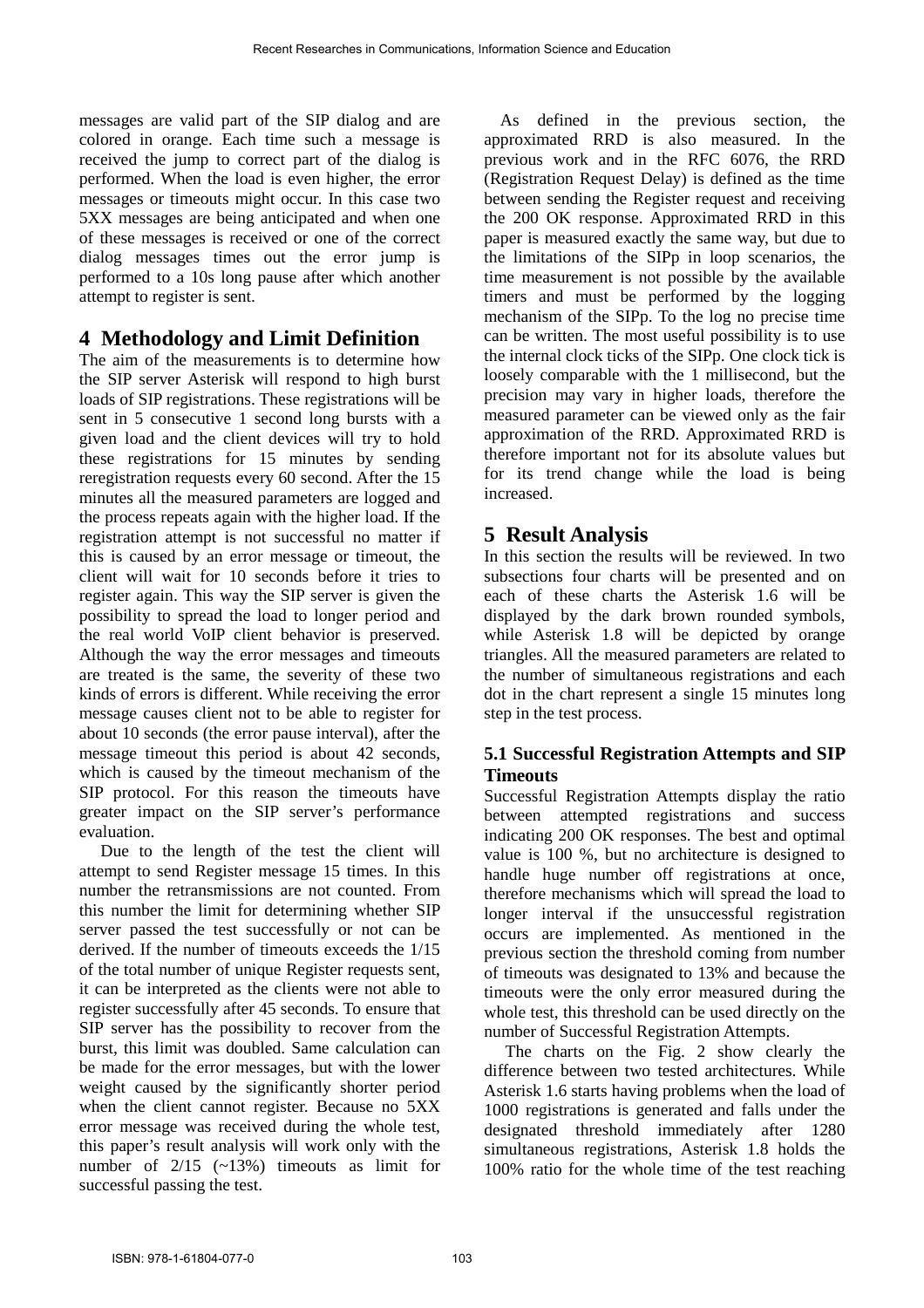messages are valid part of the SIP dialog and are colored in orange. Each time such a message is received the jump to correct part of the dialog is performed. When the load is even higher, the error messages or timeouts might occur. In this case two 5XX messages are being anticipated and when one of these messages is received or one of the correct dialog messages times out the error jump is performed to a 10s long pause after which another attempt to register is sent.

## 4 Methodology and Limit Definition

The aim of the measurements is to determine how the SIP server Asterisk will respond to high burst loads of SIP registrations. These registrations will be sent in 5 consecutive 1 second long bursts with a given load and the client devices will try to hold these registrations for 15 minutes by sending reregistration requests every 60 second. After the 15 minutes all the measured parameters are logged and the process repeats again with the higher load. If the registration attempt is not successful no matter if this is caused by an error message or timeout, the client will wait for 10 seconds before it tries to register again. This way the SIP server is given the possibility to spread the load to longer period and the real world VoIP client behavior is preserved. Although the way the error messages and timeouts are treated is the same, the severity of these two kinds of errors is different. While receiving the error message causes client not to be able to register for about 10 seconds (the error pause interval), after the message timeout this period is about 42 seconds, which is caused by the timeout mechanism of the SIP protocol. For this reason the timeouts have greater impact on the SIP server's performance evaluation.

Due to the length of the test the client will attempt to send Register message 15 times. In this number the retransmissions are not counted. From this number the limit for determining whether SIP server passed the test successfully or not can be derived. If the number of timeouts exceeds the 1/15 of the total number of unique Register requests sent, it can be interpreted as the clients were not able to register successfully after 45 seconds. To ensure that SIP server has the possibility to recover from the burst, this limit was doubled. Same calculation can be made for the error messages, but with the lower weight caused by the significantly shorter period when the client cannot register. Because no 5XX error message was received during the whole test, this paper's result analysis will work only with the number of 2/15 (~13%) timeouts as limit for successful passing the test.

As defined in the previous section, the approximated RRD is also measured. In the previous work and in the RFC 6076, the RRD (Registration Request Delay) is defined as the time between sending the Register request and receiving the 200 OK response. Approximated RRD in this paper is measured exactly the same way, but due to the limitations of the SIPp in loop scenarios, the time measurement is not possible by the available timers and must be performed by the logging mechanism of the SIPp. To the log no precise time can be written. The most useful possibility is to use the internal clock ticks of the SIPp. One clock tick is loosely comparable with the 1 millisecond, but the precision may vary in higher loads, therefore the measured parameter can be viewed only as the fair approximation of the RRD. Approximated RRD is therefore important not for its absolute values but for its trend change while the load is being increased.

## 5 Result Analysis

In this section the results will be reviewed. In two subsections four charts will be presented and on each of these charts the Asterisk 1.6 will be displayed by the dark brown rounded symbols, while Asterisk 1.8 will be depicted by orange triangles. All the measured parameters are related to the number of simultaneous registrations and each dot in the chart represent a single 15 minutes long step in the test process.

### 5.1 Successful Registration Attempts and SIP Timeouts

Successful Registration Attempts display the ratio between attempted registrations and success indicating 200 OK responses. The best and optimal value is 100 %, but no architecture is designed to handle huge number off registrations at once, therefore mechanisms which will spread the load to longer interval if the unsuccessful registration occurs are implemented. As mentioned in the previous section the threshold coming from number of timeouts was designated to 13% and because the timeouts were the only error measured during the whole test, this threshold can be used directly on the number of Successful Registration Attempts.

The charts on the Fig. 2 show clearly the difference between two tested architectures. While Asterisk 1.6 starts having problems when the load of 1000 registrations is generated and falls under the designated threshold immediately after 1280 simultaneous registrations, Asterisk 1.8 holds the 100% ratio for the whole time of the test reaching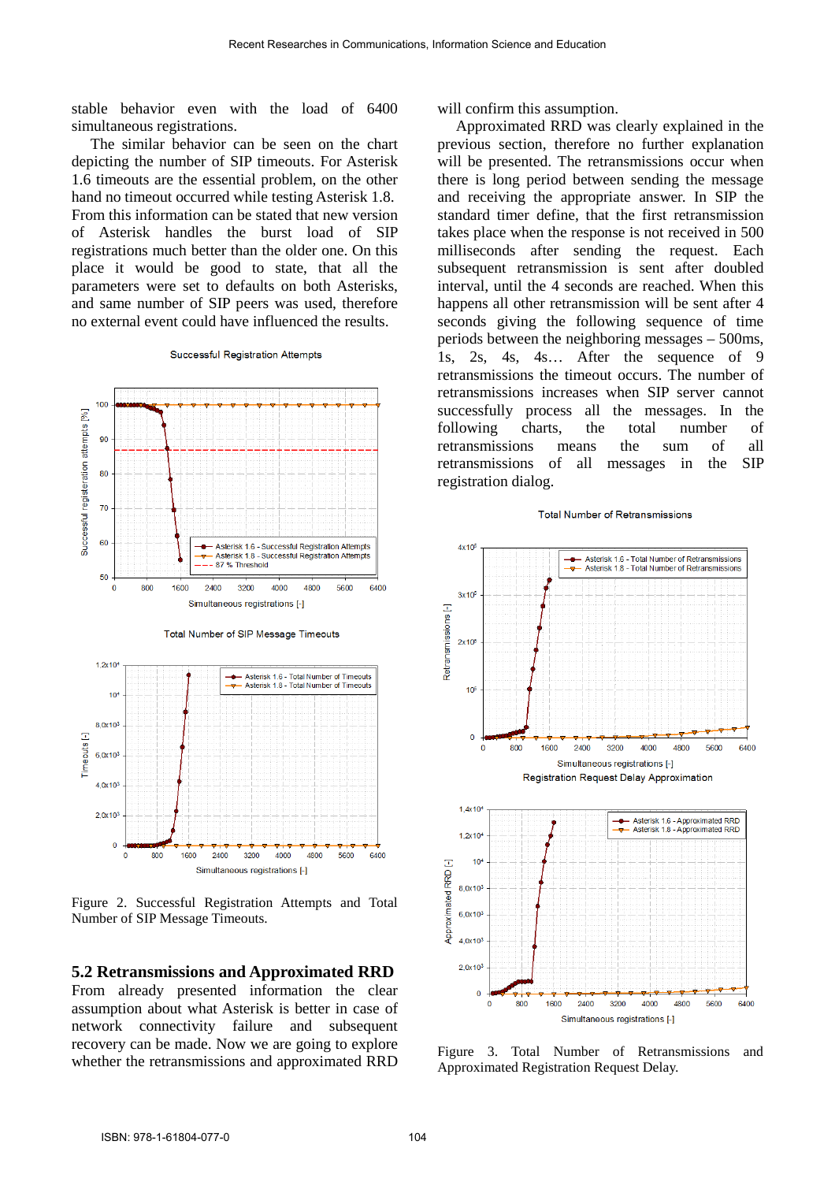stable behavior even with the load of 6400 simultaneous registrations.

The similar behavior can be seen on the chart depicting the number of SIP timeouts. For Asterisk 1.6 timeouts are the essential problem, on the other hand no timeout occurred while testing Asterisk 1.8. From this information can be stated that new version of Asterisk handles the burst load of SIP registrations much better than the older one. On this place it would be good to state, that all the parameters were set to defaults on both Asterisks, and same number of SIP peers was used, therefore no external event could have influenced the results.

Successful Registration Attempts

Successful registeration attempts [%]

100
90
80
70
60
50

0 800 1600 2400 3200 4000 4800 5600 6400

Simultaneous registrations [-]

Asterisk 1.6 - Successful Registration Attempts
Asterisk 1.8 - Successful Registration Attempts
87 % Threshold

Total Number of SIP Message Timeouts

Timeouts [-]

$1.2x10^4$
$10^4$
$8.0x10^3$
$6.0x10^3$
$4.0x10^3$
$2.0x10^3$
0

0 800 1600 2400 3200 4000 4800 5600 6400

Simultaneous registrations [-]

Asterisk 1.6 - Total Number of Timeouts
Asterisk 1.8 - Total Number of Timeouts

Figure 2. Successful Registration Attempts and Total Number of SIP Message Timeouts.

## 5.2 Retransmissions and Approximated RRD

From already presented information the clear assumption about what Asterisk is better in case of network connectivity failure and subsequent recovery can be made. Now we are going to explore whether the retransmissions and approximated RRD will confirm this assumption.

Approximated RRD was clearly explained in the previous section, therefore no further explanation will be presented. The retransmissions occur when there is long period between sending the message and receiving the appropriate answer. In SIP the standard timer define, that the first retransmission takes place when the response is not received in 500 milliseconds after sending the request. Each subsequent retransmission is sent after doubled interval, until the 4 seconds are reached. When this happens all other retransmission will be sent after 4 seconds giving the following sequence of time periods between the neighboring messages – 500ms, 1s, 2s, 4s, 4s… After the sequence of 9 retransmissions the timeout occurs. The number of retransmissions increases when SIP server cannot successfully process all the messages. In the following charts, the total number of retransmissions means the sum of all retransmissions of all messages in the SIP registration dialog.

Total Number of Retransmissions

Retransmissions [-]

$4x10^5$
$3x10^5$
$2x10^5$
$10^5$
0

0 800 1600 2400 3200 4000 4800 5600 6400

Simultaneous registrations [-]

Asterisk 1.6 - Total Number of Retransmissions
Asterisk 1.8 - Total Number of Retransmissions

Registration Request Delay Approximation

Approximated RRD [-]

$1.4x10^4$
$1.2x10^4$
$10^4$
$8.0x10^3$
$6.0x10^3$
$4.0x10^3$
$2.0x10^3$
0

0 800 1600 2400 3200 4000 4800 5600 6400

Simultaneous registrations [-]

Asterisk 1.6 - Approximated RRD
Asterisk 1.8 - Approximated RRD

Figure 3. Total Number of Retransmissions and Approximated Registration Request Delay.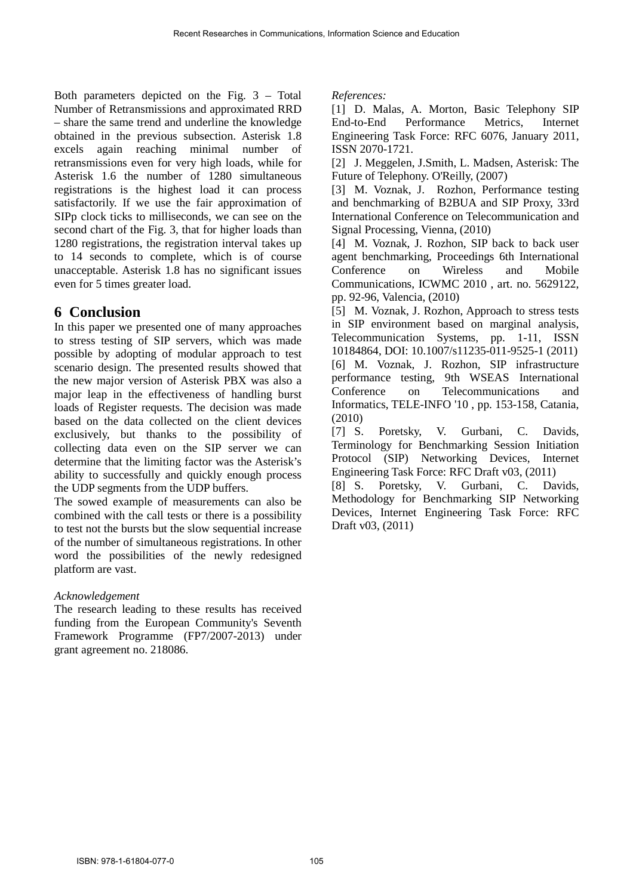Both parameters depicted on the Fig. 3 – Total Number of Retransmissions and approximated RRD – share the same trend and underline the knowledge obtained in the previous subsection. Asterisk 1.8 excels again reaching minimal number of retransmissions even for very high loads, while for Asterisk 1.6 the number of 1280 simultaneous registrations is the highest load it can process satisfactorily. If we use the fair approximation of SIPp clock ticks to milliseconds, we can see on the second chart of the Fig. 3, that for higher loads than 1280 registrations, the registration interval takes up to 14 seconds to complete, which is of course unacceptable. Asterisk 1.8 has no significant issues even for 5 times greater load.

## 6 Conclusion

In this paper we presented one of many approaches to stress testing of SIP servers, which was made possible by adopting of modular approach to test scenario design. The presented results showed that the new major version of Asterisk PBX was also a major leap in the effectiveness of handling burst loads of Register requests. The decision was made based on the data collected on the client devices exclusively, but thanks to the possibility of collecting data even on the SIP server we can determine that the limiting factor was the Asterisk's ability to successfully and quickly enough process the UDP segments from the UDP buffers.

The sowed example of measurements can also be combined with the call tests or there is a possibility to test not the bursts but the slow sequential increase of the number of simultaneous registrations. In other word the possibilities of the newly redesigned platform are vast.

*Acknowledgement*

The research leading to these results has received funding from the European Community's Seventh Framework Programme (FP7/2007-2013) under grant agreement no. 218086.

*References:*

[1] D. Malas, A. Morton, Basic Telephony SIP End-to-End Performance Metrics, Internet Engineering Task Force: RFC 6076, January 2011, ISSN 2070-1721.

[2] J. Meggelen, J.Smith, L. Madsen, Asterisk: The Future of Telephony. O'Reilly, (2007)

[3] M. Voznak, J. Rozhon, Performance testing and benchmarking of B2BUA and SIP Proxy, 33rd International Conference on Telecommunication and Signal Processing, Vienna, (2010)

[4] M. Voznak, J. Rozhon, SIP back to back user agent benchmarking, Proceedings 6th International Conference on Wireless and Mobile Communications, ICWMC 2010 , art. no. 5629122, pp. 92-96, Valencia, (2010)

[5] M. Voznak, J. Rozhon, Approach to stress tests in SIP environment based on marginal analysis, Telecommunication Systems, pp. 1-11, ISSN 10184864, DOI: 10.1007/s11235-011-9525-1 (2011)

[6] M. Voznak, J. Rozhon, SIP infrastructure performance testing, 9th WSEAS International Conference on Telecommunications and Informatics, TELE-INFO '10 , pp. 153-158, Catania, (2010)

[7] S. Poretsky, V. Gurbani, C. Davids, Terminology for Benchmarking Session Initiation Protocol (SIP) Networking Devices, Internet Engineering Task Force: RFC Draft v03, (2011)

[8] S. Poretsky, V. Gurbani, C. Davids, Methodology for Benchmarking SIP Networking Devices, Internet Engineering Task Force: RFC Draft v03, (2011)